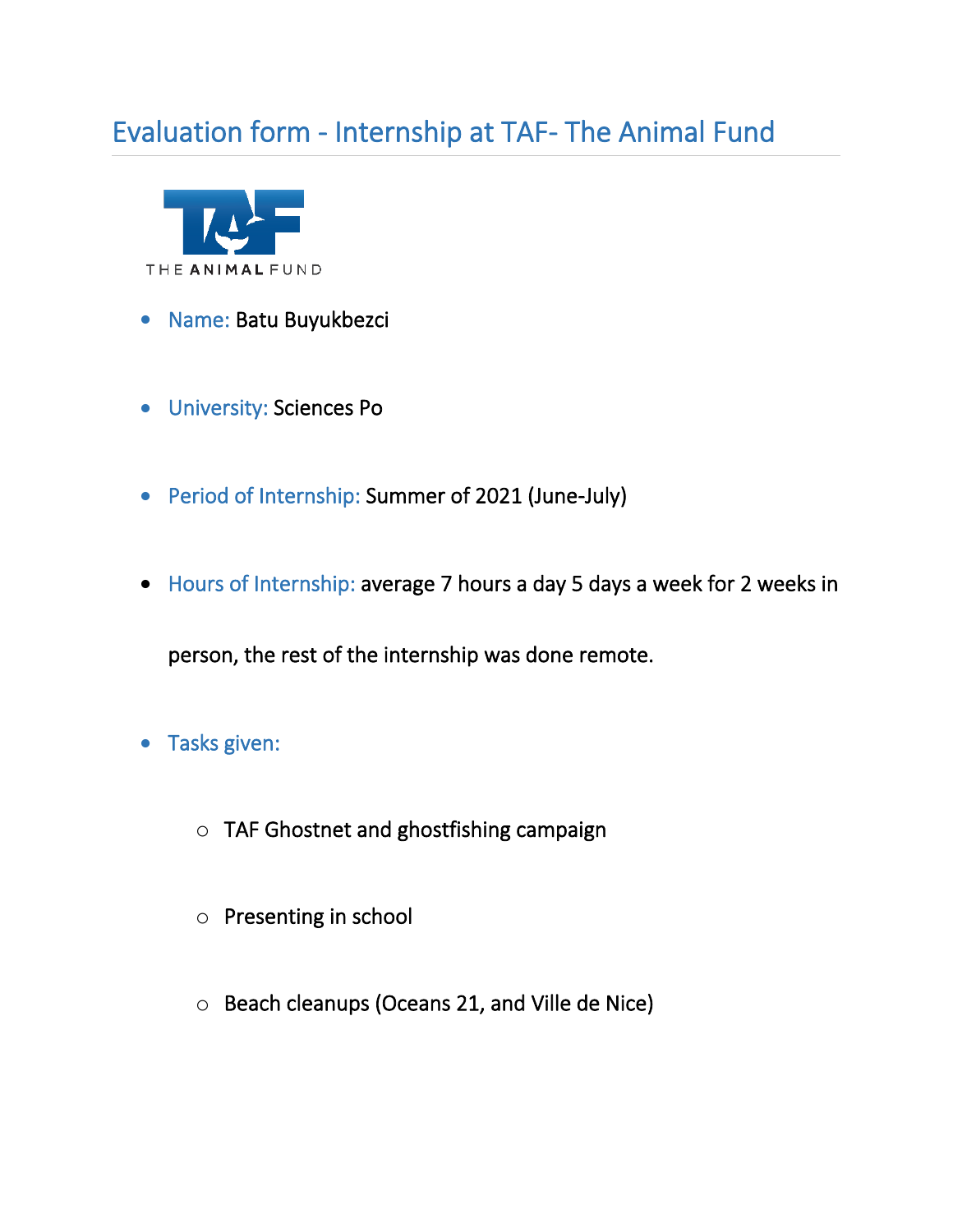# Evaluation form - Internship at TAF- The Animal Fund

THE ANIMAL FUND

- Name: Batu Buyukbezci
- University: Sciences Po
- Period of Internship: Summer of 2021 (June-July)
- Hours of Internship: average 7 hours a day 5 days a week for 2 weeks in person, the rest of the internship was done remote.
- Tasks given:
  - TAF Ghostnet and ghostfishing campaign
  - Presenting in school
  - Beach cleanups (Oceans 21, and Ville de Nice)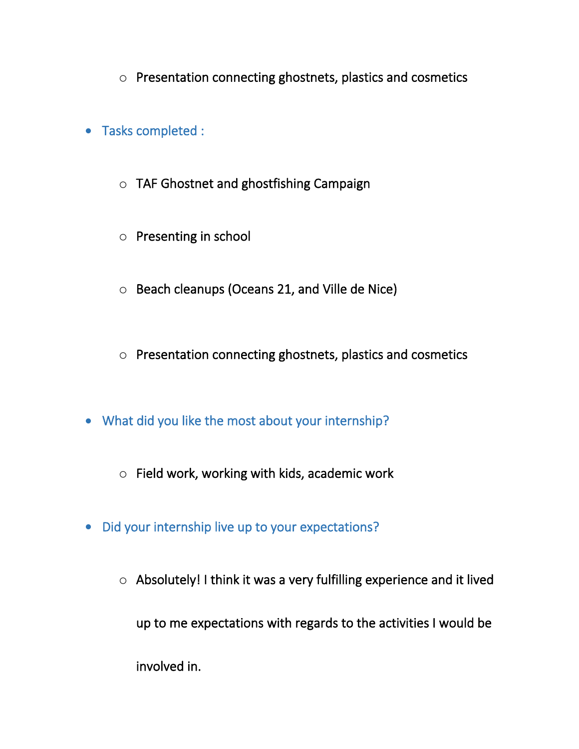- Presentation connecting ghostnets, plastics and cosmetics

- Tasks completed :
    - TAF Ghostnet and ghostfishing Campaign
    - Presenting in school
    - Beach cleanups (Oceans 21, and Ville de Nice)
    - Presentation connecting ghostnets, plastics and cosmetics

- What did you like the most about your internship?
    - Field work, working with kids, academic work

- Did your internship live up to your expectations?
    - Absolutely! I think it was a very fulfilling experience and it lived up to me expectations with regards to the activities I would be involved in.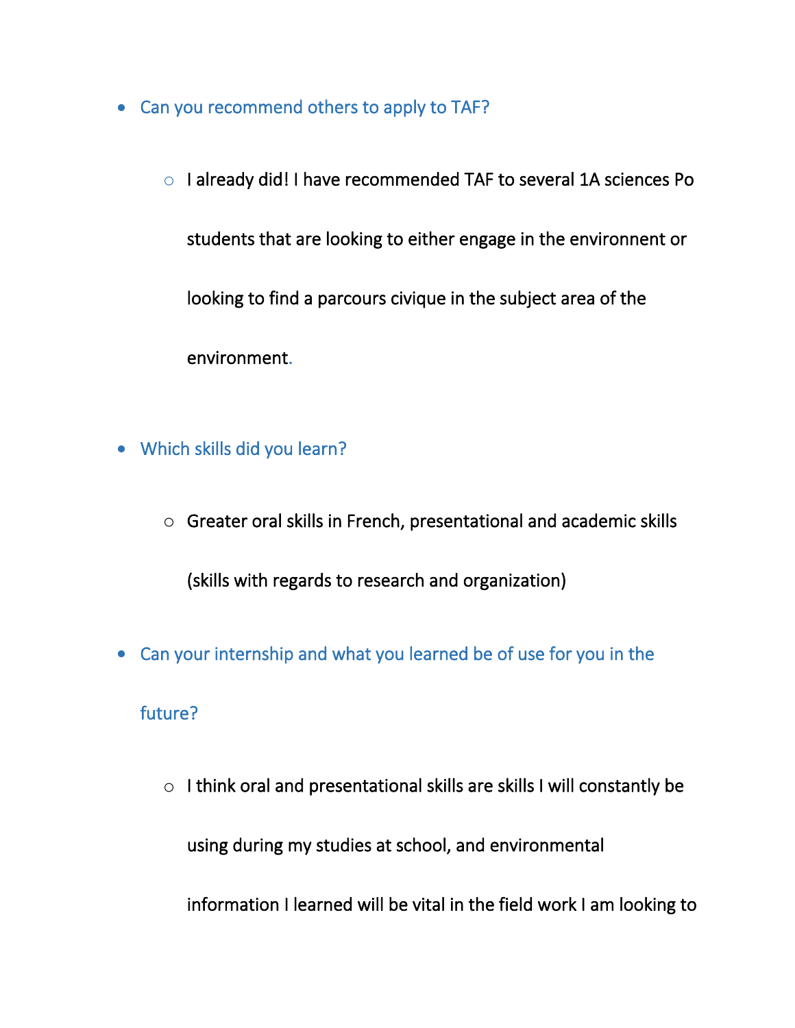- Can you recommend others to apply to TAF?
    - I already did! I have recommended TAF to several 1A sciences Po students that are looking to either engage in the environnent or looking to find a parcours civique in the subject area of the environment.

- Which skills did you learn?
    - Greater oral skills in French, presentational and academic skills (skills with regards to research and organization)

- Can your internship and what you learned be of use for you in the future?
    - I think oral and presentational skills are skills I will constantly be using during my studies at school, and environmental information I learned will be vital in the field work I am looking to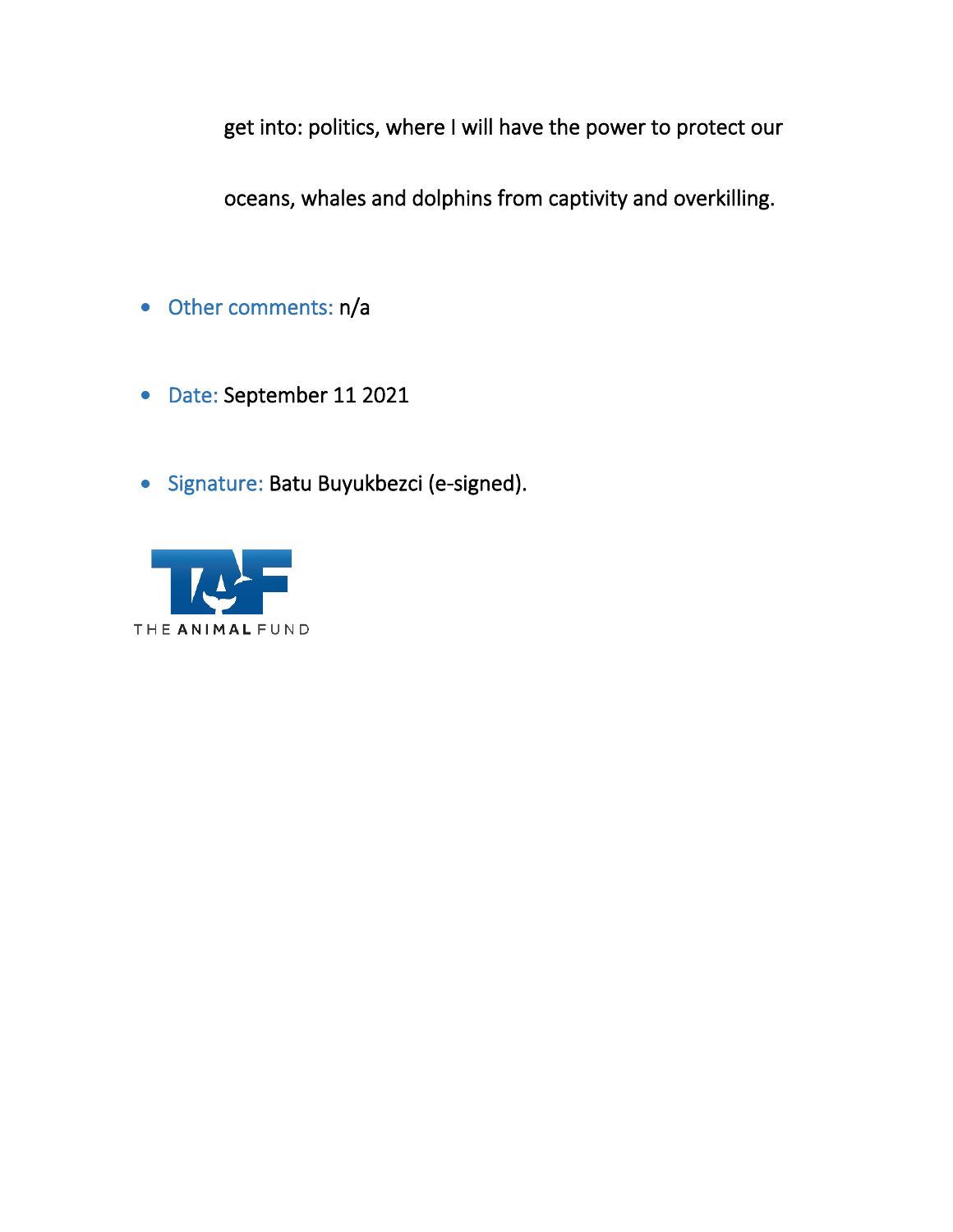get into: politics, where I will have the power to protect our oceans, whales and dolphins from captivity and overkilling.

- Other comments: n/a
- Date: September 11 2021
- Signature: Batu Buyukbezci (e-signed).

THE ANIMAL FUND